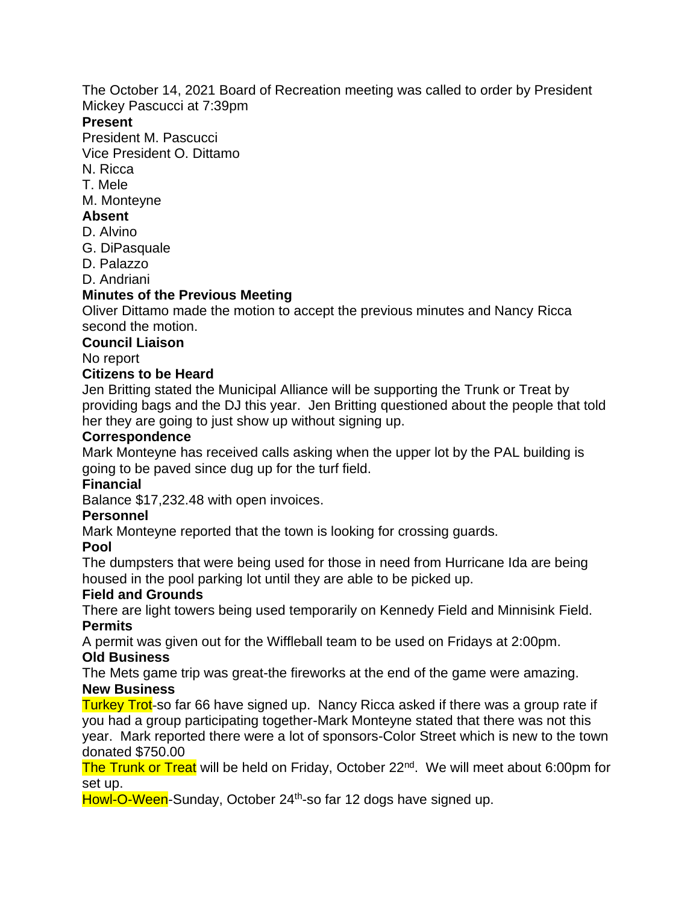The October 14, 2021 Board of Recreation meeting was called to order by President Mickey Pascucci at 7:39pm

**Present**

President M. Pascucci
Vice President O. Dittamo
N. Ricca
T. Mele
M. Monteyne

**Absent**

D. Alvino
G. DiPasquale
D. Palazzo
D. Andriani

**Minutes of the Previous Meeting**

Oliver Dittamo made the motion to accept the previous minutes and Nancy Ricca second the motion.

**Council Liaison**

No report

**Citizens to be Heard**

Jen Britting stated the Municipal Alliance will be supporting the Trunk or Treat by providing bags and the DJ this year. Jen Britting questioned about the people that told her they are going to just show up without signing up.

**Correspondence**

Mark Monteyne has received calls asking when the upper lot by the PAL building is going to be paved since dug up for the turf field.

**Financial**

Balance $17,232.48 with open invoices.

**Personnel**

Mark Monteyne reported that the town is looking for crossing guards.

**Pool**

The dumpsters that were being used for those in need from Hurricane Ida are being housed in the pool parking lot until they are able to be picked up.

**Field and Grounds**

There are light towers being used temporarily on Kennedy Field and Minnisink Field.

**Permits**

A permit was given out for the Wiffleball team to be used on Fridays at 2:00pm.

**Old Business**

The Mets game trip was great-the fireworks at the end of the game were amazing.

**New Business**

Turkey Trot-so far 66 have signed up. Nancy Ricca asked if there was a group rate if you had a group participating together-Mark Monteyne stated that there was not this year. Mark reported there were a lot of sponsors-Color Street which is new to the town donated $750.00

The Trunk or Treat will be held on Friday, October 22nd. We will meet about 6:00pm for set up.

Howl-O-Ween-Sunday, October 24th-so far 12 dogs have signed up.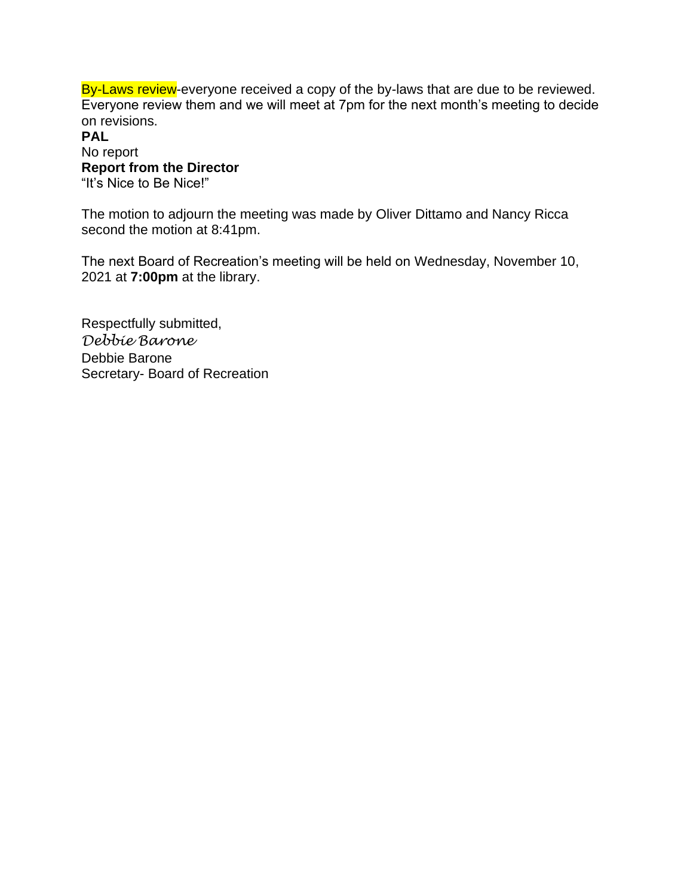By-Laws review-everyone received a copy of the by-laws that are due to be reviewed. Everyone review them and we will meet at 7pm for the next month's meeting to decide on revisions.

**PAL**

No report

**Report from the Director**

"It's Nice to Be Nice!"

The motion to adjourn the meeting was made by Oliver Dittamo and Nancy Ricca second the motion at 8:41pm.

The next Board of Recreation's meeting will be held on Wednesday, November 10, 2021 at **7:00pm** at the library.

Respectfully submitted,

*Debbie Barone*

Debbie Barone

Secretary- Board of Recreation